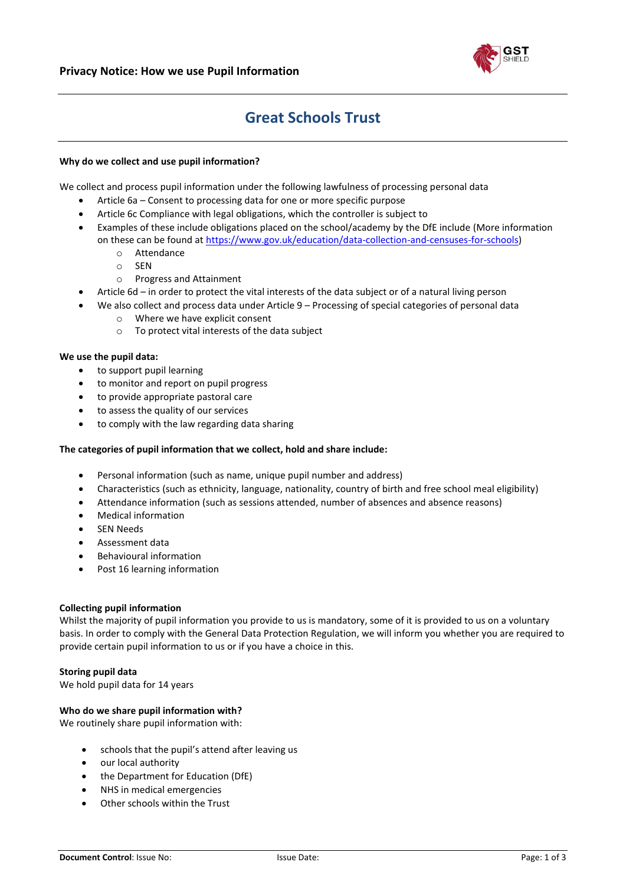**Privacy Notice: How we use Pupil Information**

# Great Schools Trust

**Why do we collect and use pupil information?**

We collect and process pupil information under the following lawfulness of processing personal data

- Article 6a – Consent to processing data for one or more specific purpose
- Article 6c Compliance with legal obligations, which the controller is subject to
- Examples of these include obligations placed on the school/academy by the DfE include (More information on these can be found at https://www.gov.uk/education/data-collection-and-censuses-for-schools)
  - Attendance
  - SEN
  - Progress and Attainment
- Article 6d – in order to protect the vital interests of the data subject or of a natural living person
- We also collect and process data under Article 9 – Processing of special categories of personal data
  - Where we have explicit consent
  - To protect vital interests of the data subject

**We use the pupil data:**

- to support pupil learning
- to monitor and report on pupil progress
- to provide appropriate pastoral care
- to assess the quality of our services
- to comply with the law regarding data sharing

**The categories of pupil information that we collect, hold and share include:**

- Personal information (such as name, unique pupil number and address)
- Characteristics (such as ethnicity, language, nationality, country of birth and free school meal eligibility)
- Attendance information (such as sessions attended, number of absences and absence reasons)
- Medical information
- SEN Needs
- Assessment data
- Behavioural information
- Post 16 learning information

**Collecting pupil information**

Whilst the majority of pupil information you provide to us is mandatory, some of it is provided to us on a voluntary basis. In order to comply with the General Data Protection Regulation, we will inform you whether you are required to provide certain pupil information to us or if you have a choice in this.

**Storing pupil data**

We hold pupil data for 14 years

**Who do we share pupil information with?**

We routinely share pupil information with:

- schools that the pupil's attend after leaving us
- our local authority
- the Department for Education (DfE)
- NHS in medical emergencies
- Other schools within the Trust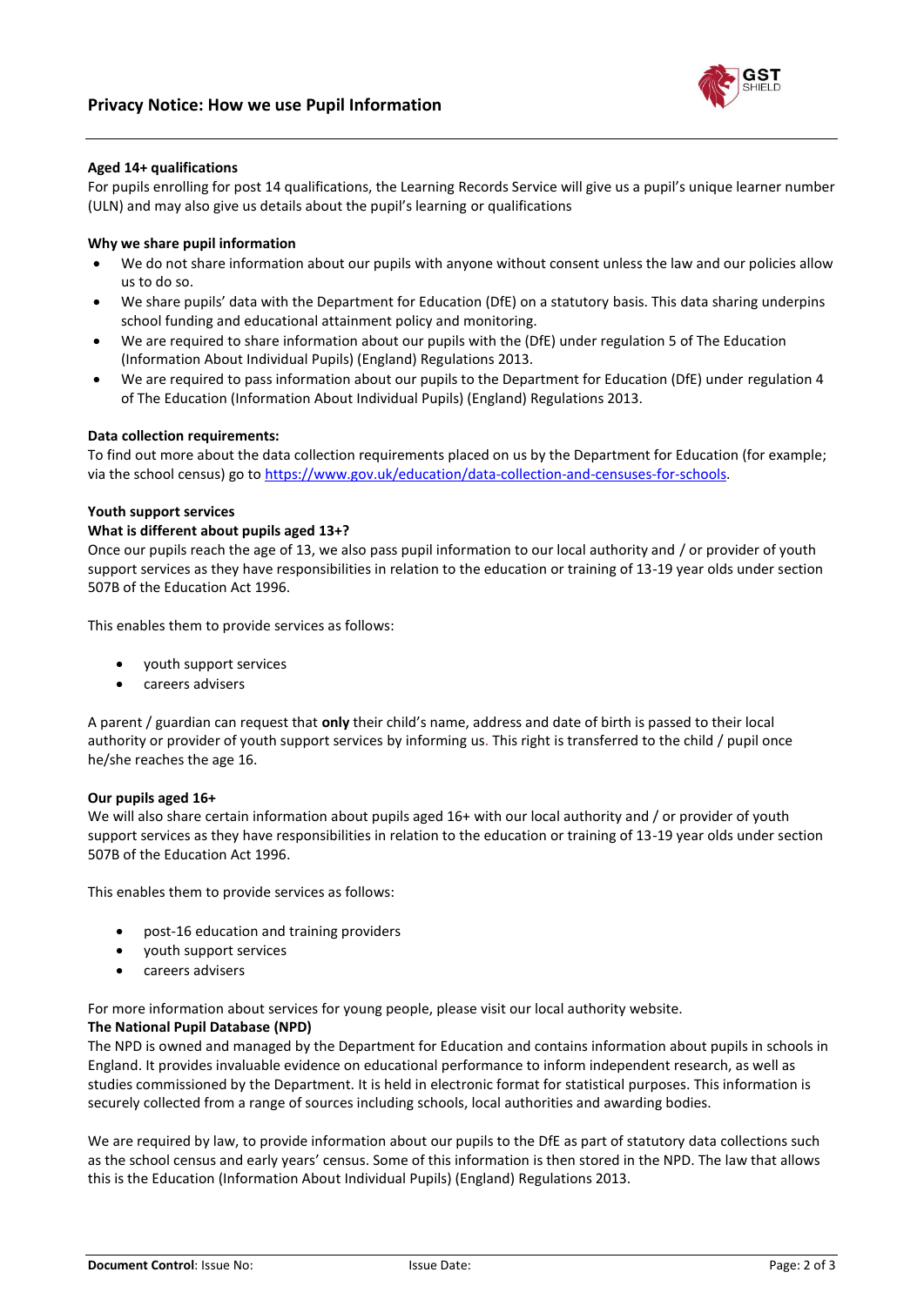### Aged 14+ qualifications

For pupils enrolling for post 14 qualifications, the Learning Records Service will give us a pupil's unique learner number (ULN) and may also give us details about the pupil's learning or qualifications

### Why we share pupil information

- We do not share information about our pupils with anyone without consent unless the law and our policies allow us to do so.
- We share pupils' data with the Department for Education (DfE) on a statutory basis. This data sharing underpins school funding and educational attainment policy and monitoring.
- We are required to share information about our pupils with the (DfE) under regulation 5 of The Education (Information About Individual Pupils) (England) Regulations 2013.
- We are required to pass information about our pupils to the Department for Education (DfE) under regulation 4 of The Education (Information About Individual Pupils) (England) Regulations 2013.

### Data collection requirements:

To find out more about the data collection requirements placed on us by the Department for Education (for example; via the school census) go to https://www.gov.uk/education/data-collection-and-censuses-for-schools.

### Youth support services

### What is different about pupils aged 13+?

Once our pupils reach the age of 13, we also pass pupil information to our local authority and / or provider of youth support services as they have responsibilities in relation to the education or training of 13-19 year olds under section 507B of the Education Act 1996.

This enables them to provide services as follows:

- youth support services
- careers advisers

A parent / guardian can request that **only** their child's name, address and date of birth is passed to their local authority or provider of youth support services by informing us. This right is transferred to the child / pupil once he/she reaches the age 16.

### Our pupils aged 16+

We will also share certain information about pupils aged 16+ with our local authority and / or provider of youth support services as they have responsibilities in relation to the education or training of 13-19 year olds under section 507B of the Education Act 1996.

This enables them to provide services as follows:

- post-16 education and training providers
- youth support services
- careers advisers

For more information about services for young people, please visit our local authority website.

### The National Pupil Database (NPD)

The NPD is owned and managed by the Department for Education and contains information about pupils in schools in England. It provides invaluable evidence on educational performance to inform independent research, as well as studies commissioned by the Department. It is held in electronic format for statistical purposes. This information is securely collected from a range of sources including schools, local authorities and awarding bodies.

We are required by law, to provide information about our pupils to the DfE as part of statutory data collections such as the school census and early years' census. Some of this information is then stored in the NPD. The law that allows this is the Education (Information About Individual Pupils) (England) Regulations 2013.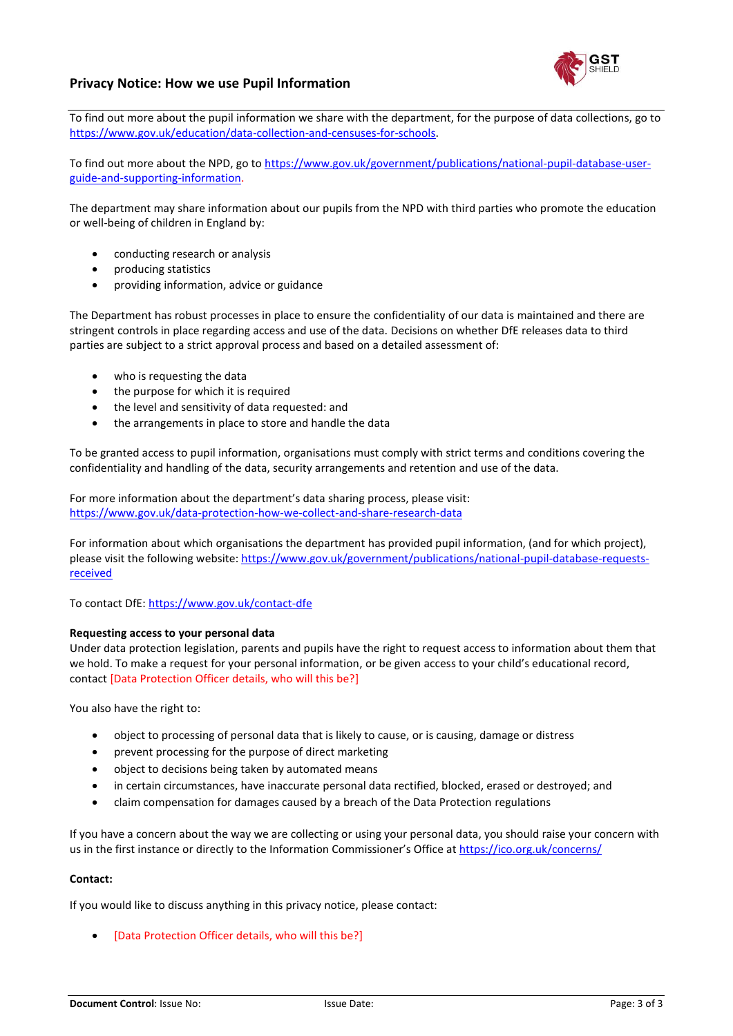To find out more about the pupil information we share with the department, for the purpose of data collections, go to https://www.gov.uk/education/data-collection-and-censuses-for-schools.

To find out more about the NPD, go to https://www.gov.uk/government/publications/national-pupil-database-user-guide-and-supporting-information.

The department may share information about our pupils from the NPD with third parties who promote the education or well-being of children in England by:

- conducting research or analysis
- producing statistics
- providing information, advice or guidance

The Department has robust processes in place to ensure the confidentiality of our data is maintained and there are stringent controls in place regarding access and use of the data. Decisions on whether DfE releases data to third parties are subject to a strict approval process and based on a detailed assessment of:

- who is requesting the data
- the purpose for which it is required
- the level and sensitivity of data requested: and
- the arrangements in place to store and handle the data

To be granted access to pupil information, organisations must comply with strict terms and conditions covering the confidentiality and handling of the data, security arrangements and retention and use of the data.

For more information about the department's data sharing process, please visit: https://www.gov.uk/data-protection-how-we-collect-and-share-research-data

For information about which organisations the department has provided pupil information, (and for which project), please visit the following website: https://www.gov.uk/government/publications/national-pupil-database-requests-received

To contact DfE: https://www.gov.uk/contact-dfe

**Requesting access to your personal data**

Under data protection legislation, parents and pupils have the right to request access to information about them that we hold. To make a request for your personal information, or be given access to your child's educational record, contact [Data Protection Officer details, who will this be?]

You also have the right to:

- object to processing of personal data that is likely to cause, or is causing, damage or distress
- prevent processing for the purpose of direct marketing
- object to decisions being taken by automated means
- in certain circumstances, have inaccurate personal data rectified, blocked, erased or destroyed; and
- claim compensation for damages caused by a breach of the Data Protection regulations

If you have a concern about the way we are collecting or using your personal data, you should raise your concern with us in the first instance or directly to the Information Commissioner's Office at https://ico.org.uk/concerns/

**Contact:**

If you would like to discuss anything in this privacy notice, please contact:

- [Data Protection Officer details, who will this be?]